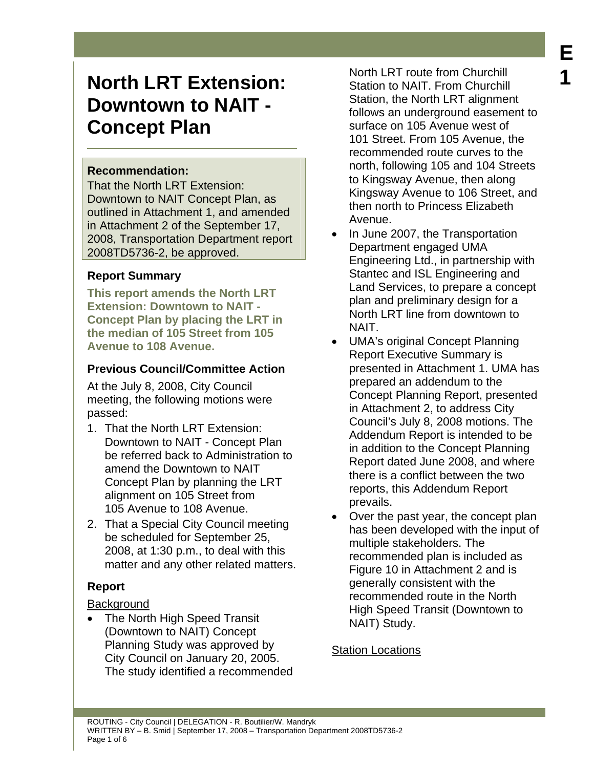# North LRT Extension: Downtown to NAIT - Concept Plan

**Recommendation:**

That the North LRT Extension: Downtown to NAIT Concept Plan, as outlined in Attachment 1, and amended in Attachment 2 of the September 17, 2008, Transportation Department report 2008TD5736-2, be approved.

## Report Summary

**This report amends the North LRT Extension: Downtown to NAIT - Concept Plan by placing the LRT in the median of 105 Street from 105 Avenue to 108 Avenue.**

## Previous Council/Committee Action

At the July 8, 2008, City Council meeting, the following motions were passed:

1. That the North LRT Extension: Downtown to NAIT - Concept Plan be referred back to Administration to amend the Downtown to NAIT Concept Plan by planning the LRT alignment on 105 Street from 105 Avenue to 108 Avenue.
2. That a Special City Council meeting be scheduled for September 25, 2008, at 1:30 p.m., to deal with this matter and any other related matters.

## Report

Background

- The North High Speed Transit (Downtown to NAIT) Concept Planning Study was approved by City Council on January 20, 2005. The study identified a recommended North LRT route from Churchill Station to NAIT. From Churchill Station, the North LRT alignment follows an underground easement to surface on 105 Avenue west of 101 Street. From 105 Avenue, the recommended route curves to the north, following 105 and 104 Streets to Kingsway Avenue, then along Kingsway Avenue to 106 Street, and then north to Princess Elizabeth Avenue.
- In June 2007, the Transportation Department engaged UMA Engineering Ltd., in partnership with Stantec and ISL Engineering and Land Services, to prepare a concept plan and preliminary design for a North LRT line from downtown to NAIT.
- UMA's original Concept Planning Report Executive Summary is presented in Attachment 1. UMA has prepared an addendum to the Concept Planning Report, presented in Attachment 2, to address City Council's July 8, 2008 motions. The Addendum Report is intended to be in addition to the Concept Planning Report dated June 2008, and where there is a conflict between the two reports, this Addendum Report prevails.
- Over the past year, the concept plan has been developed with the input of multiple stakeholders. The recommended plan is included as Figure 10 in Attachment 2 and is generally consistent with the recommended route in the North High Speed Transit (Downtown to NAIT) Study.

Station Locations

ROUTING - City Council | DELEGATION - R. Boutilier/W. Mandryk
WRITTEN BY – B. Smid | September 17, 2008 – Transportation Department 2008TD5736-2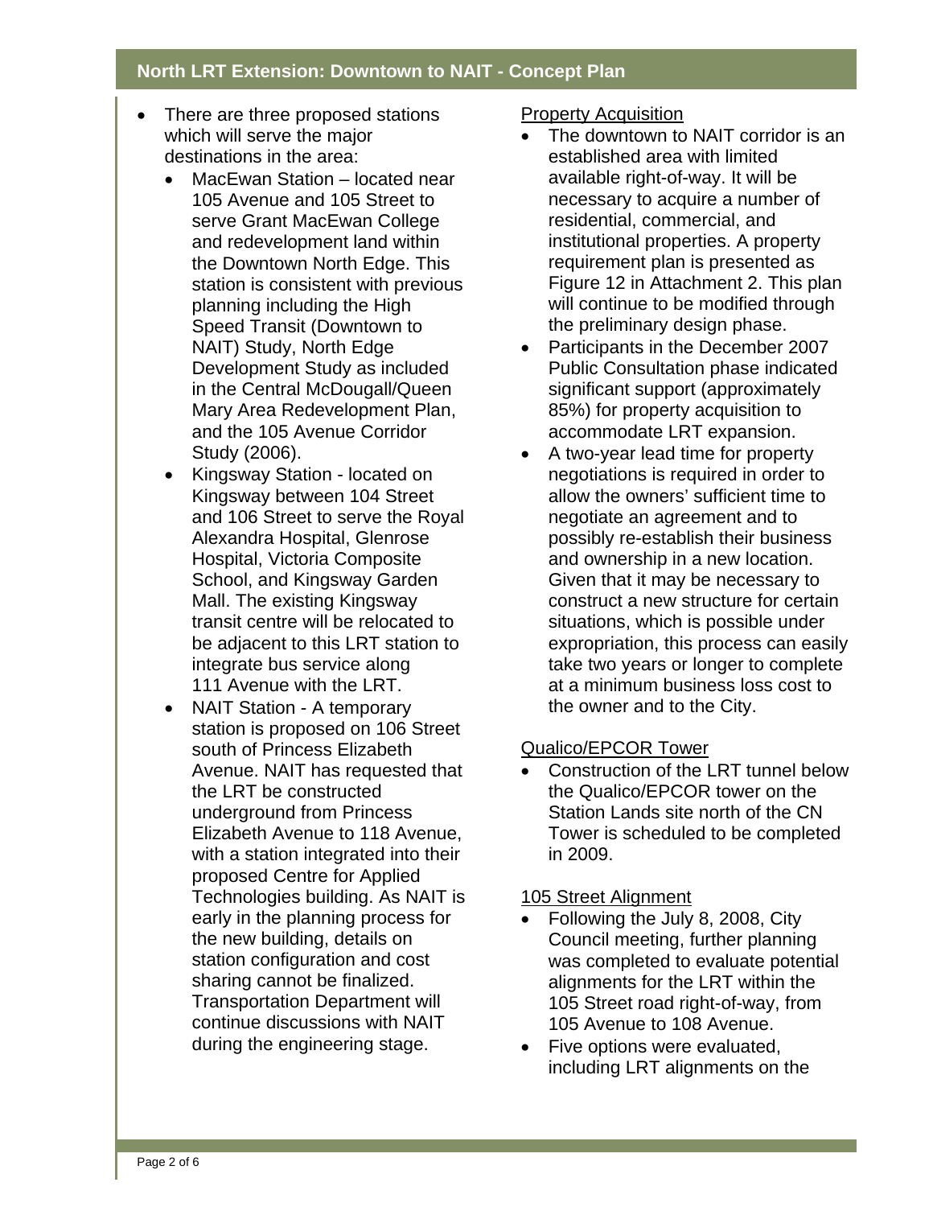## North LRT Extension: Downtown to NAIT - Concept Plan

- There are three proposed stations which will serve the major destinations in the area:
  - MacEwan Station – located near 105 Avenue and 105 Street to serve Grant MacEwan College and redevelopment land within the Downtown North Edge. This station is consistent with previous planning including the High Speed Transit (Downtown to NAIT) Study, North Edge Development Study as included in the Central McDougall/Queen Mary Area Redevelopment Plan, and the 105 Avenue Corridor Study (2006).
  - Kingsway Station - located on Kingsway between 104 Street and 106 Street to serve the Royal Alexandra Hospital, Glenrose Hospital, Victoria Composite School, and Kingsway Garden Mall. The existing Kingsway transit centre will be relocated to be adjacent to this LRT station to integrate bus service along 111 Avenue with the LRT.
  - NAIT Station - A temporary station is proposed on 106 Street south of Princess Elizabeth Avenue. NAIT has requested that the LRT be constructed underground from Princess Elizabeth Avenue to 118 Avenue, with a station integrated into their proposed Centre for Applied Technologies building. As NAIT is early in the planning process for the new building, details on station configuration and cost sharing cannot be finalized. Transportation Department will continue discussions with NAIT during the engineering stage.

<u>Property Acquisition</u>

- The downtown to NAIT corridor is an established area with limited available right-of-way. It will be necessary to acquire a number of residential, commercial, and institutional properties. A property requirement plan is presented as Figure 12 in Attachment 2. This plan will continue to be modified through the preliminary design phase.
- Participants in the December 2007 Public Consultation phase indicated significant support (approximately 85%) for property acquisition to accommodate LRT expansion.
- A two-year lead time for property negotiations is required in order to allow the owners' sufficient time to negotiate an agreement and to possibly re-establish their business and ownership in a new location. Given that it may be necessary to construct a new structure for certain situations, which is possible under expropriation, this process can easily take two years or longer to complete at a minimum business loss cost to the owner and to the City.

<u>Qualico/EPCOR Tower</u>

- Construction of the LRT tunnel below the Qualico/EPCOR tower on the Station Lands site north of the CN Tower is scheduled to be completed in 2009.

<u>105 Street Alignment</u>

- Following the July 8, 2008, City Council meeting, further planning was completed to evaluate potential alignments for the LRT within the 105 Street road right-of-way, from 105 Avenue to 108 Avenue.
- Five options were evaluated, including LRT alignments on the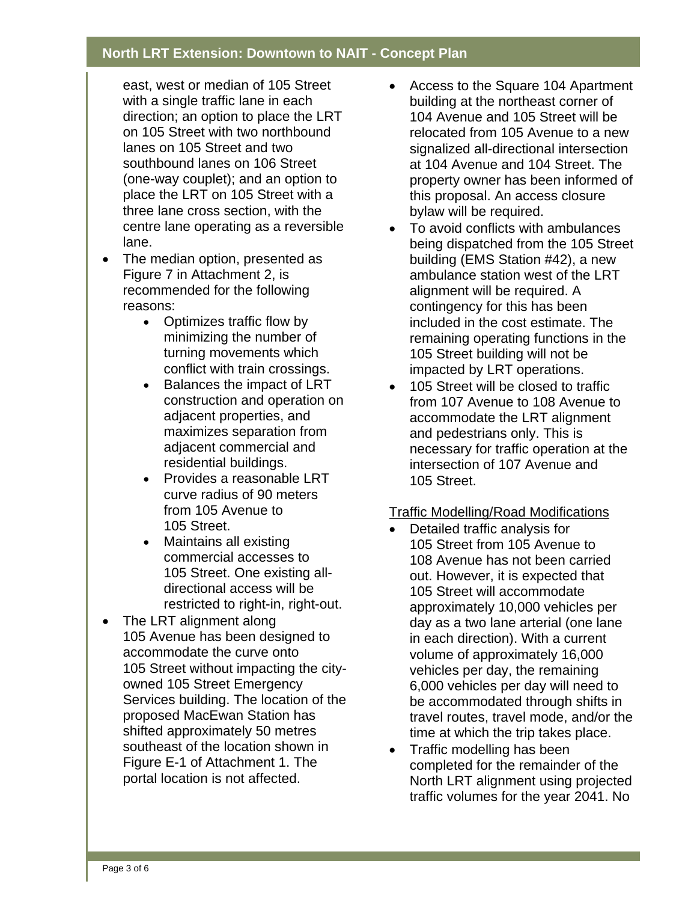east, west or median of 105 Street with a single traffic lane in each direction; an option to place the LRT on 105 Street with two northbound lanes on 105 Street and two southbound lanes on 106 Street (one-way couplet); and an option to place the LRT on 105 Street with a three lane cross section, with the centre lane operating as a reversible lane.

- The median option, presented as Figure 7 in Attachment 2, is recommended for the following reasons:
  - Optimizes traffic flow by minimizing the number of turning movements which conflict with train crossings.
  - Balances the impact of LRT construction and operation on adjacent properties, and maximizes separation from adjacent commercial and residential buildings.
  - Provides a reasonable LRT curve radius of 90 meters from 105 Avenue to 105 Street.
  - Maintains all existing commercial accesses to 105 Street. One existing all-directional access will be restricted to right-in, right-out.
- The LRT alignment along 105 Avenue has been designed to accommodate the curve onto 105 Street without impacting the city-owned 105 Street Emergency Services building. The location of the proposed MacEwan Station has shifted approximately 50 metres southeast of the location shown in Figure E-1 of Attachment 1. The portal location is not affected.
- Access to the Square 104 Apartment building at the northeast corner of 104 Avenue and 105 Street will be relocated from 105 Avenue to a new signalized all-directional intersection at 104 Avenue and 104 Street. The property owner has been informed of this proposal. An access closure bylaw will be required.
- To avoid conflicts with ambulances being dispatched from the 105 Street building (EMS Station #42), a new ambulance station west of the LRT alignment will be required. A contingency for this has been included in the cost estimate. The remaining operating functions in the 105 Street building will not be impacted by LRT operations.
- 105 Street will be closed to traffic from 107 Avenue to 108 Avenue to accommodate the LRT alignment and pedestrians only. This is necessary for traffic operation at the intersection of 107 Avenue and 105 Street.

Traffic Modelling/Road Modifications

- Detailed traffic analysis for 105 Street from 105 Avenue to 108 Avenue has not been carried out. However, it is expected that 105 Street will accommodate approximately 10,000 vehicles per day as a two lane arterial (one lane in each direction). With a current volume of approximately 16,000 vehicles per day, the remaining 6,000 vehicles per day will need to be accommodated through shifts in travel routes, travel mode, and/or the time at which the trip takes place.
- Traffic modelling has been completed for the remainder of the North LRT alignment using projected traffic volumes for the year 2041. No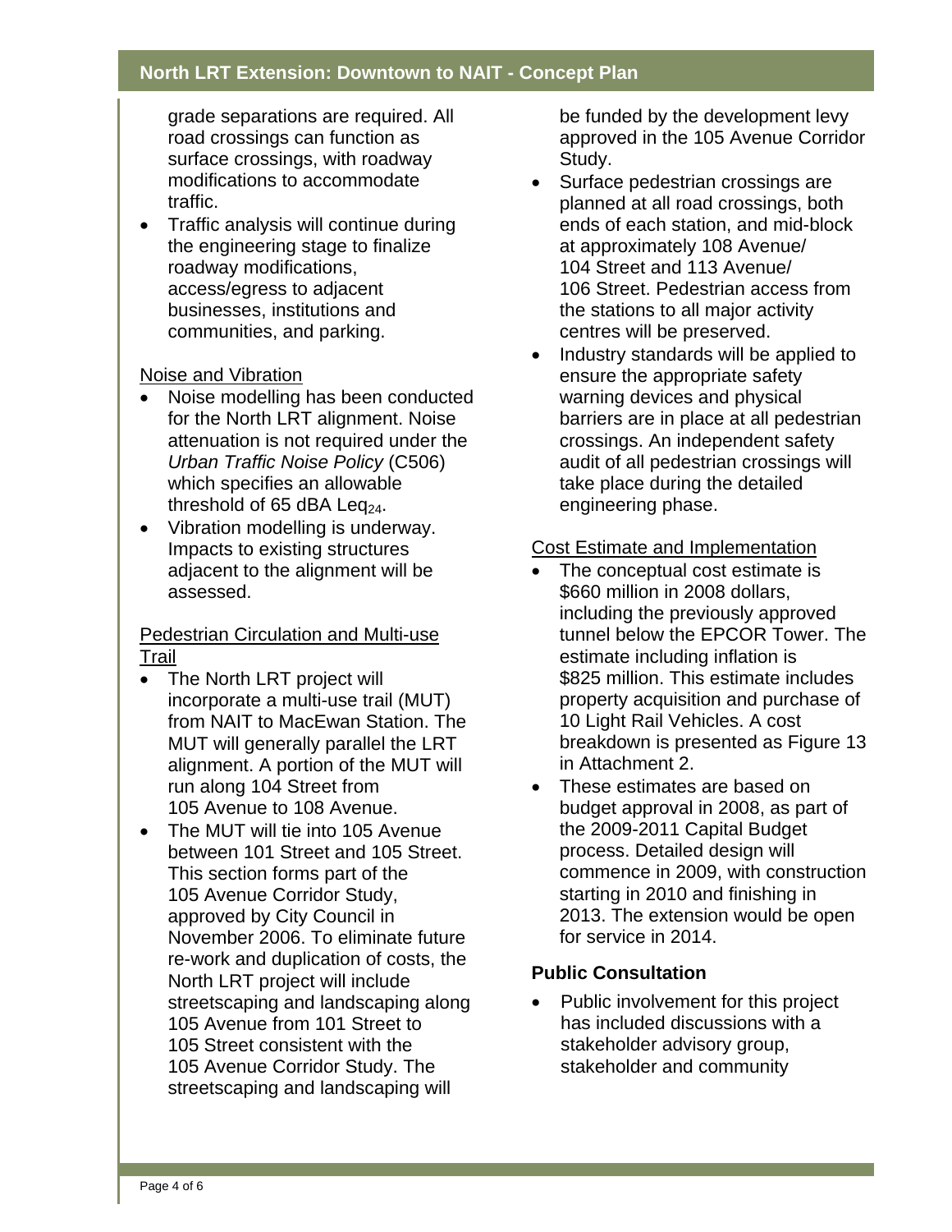grade separations are required. All road crossings can function as surface crossings, with roadway modifications to accommodate traffic.
- Traffic analysis will continue during the engineering stage to finalize roadway modifications, access/egress to adjacent businesses, institutions and communities, and parking.

Noise and Vibration

- Noise modelling has been conducted for the North LRT alignment. Noise attenuation is not required under the *Urban Traffic Noise Policy* (C506) which specifies an allowable threshold of 65 dBA $Leq_{24}$.
- Vibration modelling is underway. Impacts to existing structures adjacent to the alignment will be assessed.

Pedestrian Circulation and Multi-use Trail

- The North LRT project will incorporate a multi-use trail (MUT) from NAIT to MacEwan Station. The MUT will generally parallel the LRT alignment. A portion of the MUT will run along 104 Street from 105 Avenue to 108 Avenue.
- The MUT will tie into 105 Avenue between 101 Street and 105 Street. This section forms part of the 105 Avenue Corridor Study, approved by City Council in November 2006. To eliminate future re-work and duplication of costs, the North LRT project will include streetscaping and landscaping along 105 Avenue from 101 Street to 105 Street consistent with the 105 Avenue Corridor Study. The streetscaping and landscaping will be funded by the development levy approved in the 105 Avenue Corridor Study.
- Surface pedestrian crossings are planned at all road crossings, both ends of each station, and mid-block at approximately 108 Avenue/ 104 Street and 113 Avenue/ 106 Street. Pedestrian access from the stations to all major activity centres will be preserved.
- Industry standards will be applied to ensure the appropriate safety warning devices and physical barriers are in place at all pedestrian crossings. An independent safety audit of all pedestrian crossings will take place during the detailed engineering phase.

Cost Estimate and Implementation

- The conceptual cost estimate is $660 million in 2008 dollars, including the previously approved tunnel below the EPCOR Tower. The estimate including inflation is $825 million. This estimate includes property acquisition and purchase of 10 Light Rail Vehicles. A cost breakdown is presented as Figure 13 in Attachment 2.
- These estimates are based on budget approval in 2008, as part of the 2009-2011 Capital Budget process. Detailed design will commence in 2009, with construction starting in 2010 and finishing in 2013. The extension would be open for service in 2014.

**Public Consultation**

- Public involvement for this project has included discussions with a stakeholder advisory group, stakeholder and community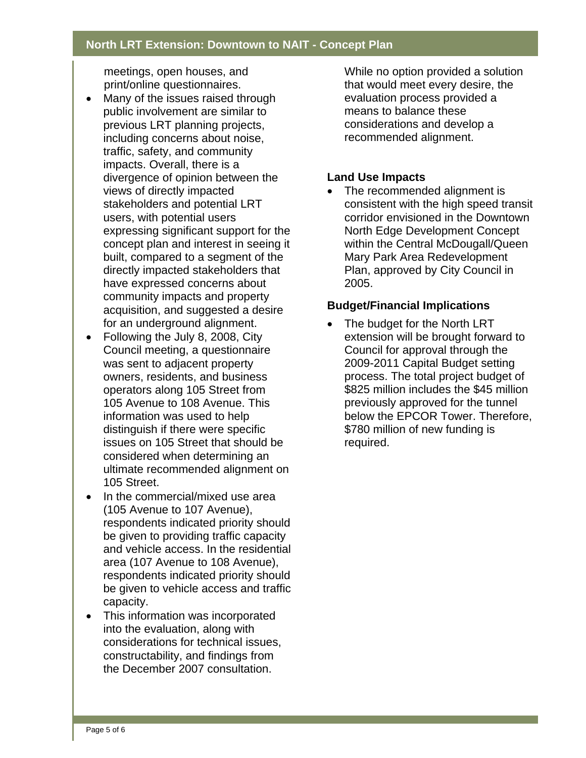meetings, open houses, and print/online questionnaires.

- Many of the issues raised through public involvement are similar to previous LRT planning projects, including concerns about noise, traffic, safety, and community impacts. Overall, there is a divergence of opinion between the views of directly impacted stakeholders and potential LRT users, with potential users expressing significant support for the concept plan and interest in seeing it built, compared to a segment of the directly impacted stakeholders that have expressed concerns about community impacts and property acquisition, and suggested a desire for an underground alignment.
- Following the July 8, 2008, City Council meeting, a questionnaire was sent to adjacent property owners, residents, and business operators along 105 Street from 105 Avenue to 108 Avenue. This information was used to help distinguish if there were specific issues on 105 Street that should be considered when determining an ultimate recommended alignment on 105 Street.
- In the commercial/mixed use area (105 Avenue to 107 Avenue), respondents indicated priority should be given to providing traffic capacity and vehicle access. In the residential area (107 Avenue to 108 Avenue), respondents indicated priority should be given to vehicle access and traffic capacity.
- This information was incorporated into the evaluation, along with considerations for technical issues, constructability, and findings from the December 2007 consultation.

While no option provided a solution that would meet every desire, the evaluation process provided a means to balance these considerations and develop a recommended alignment.

**Land Use Impacts**

- The recommended alignment is consistent with the high speed transit corridor envisioned in the Downtown North Edge Development Concept within the Central McDougall/Queen Mary Park Area Redevelopment Plan, approved by City Council in 2005.

**Budget/Financial Implications**

- The budget for the North LRT extension will be brought forward to Council for approval through the 2009-2011 Capital Budget setting process. The total project budget of $825 million includes the $45 million previously approved for the tunnel below the EPCOR Tower. Therefore, $780 million of new funding is required.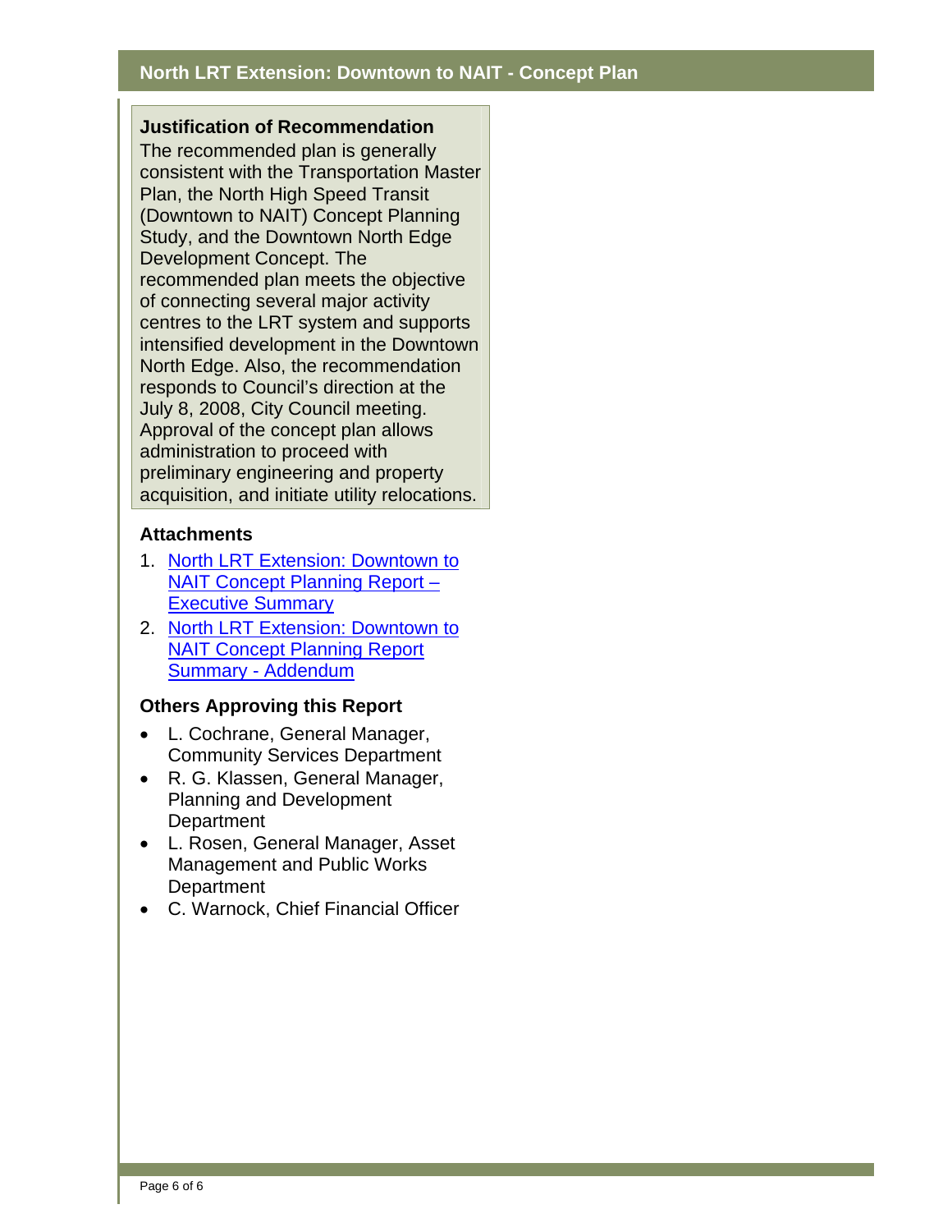### Justification of Recommendation

The recommended plan is generally consistent with the Transportation Master Plan, the North High Speed Transit (Downtown to NAIT) Concept Planning Study, and the Downtown North Edge Development Concept. The recommended plan meets the objective of connecting several major activity centres to the LRT system and supports intensified development in the Downtown North Edge. Also, the recommendation responds to Council's direction at the July 8, 2008, City Council meeting. Approval of the concept plan allows administration to proceed with preliminary engineering and property acquisition, and initiate utility relocations.

### Attachments

1. North LRT Extension: Downtown to NAIT Concept Planning Report – Executive Summary
2. North LRT Extension: Downtown to NAIT Concept Planning Report Summary - Addendum

### Others Approving this Report

- L. Cochrane, General Manager, Community Services Department
- R. G. Klassen, General Manager, Planning and Development Department
- L. Rosen, General Manager, Asset Management and Public Works Department
- C. Warnock, Chief Financial Officer